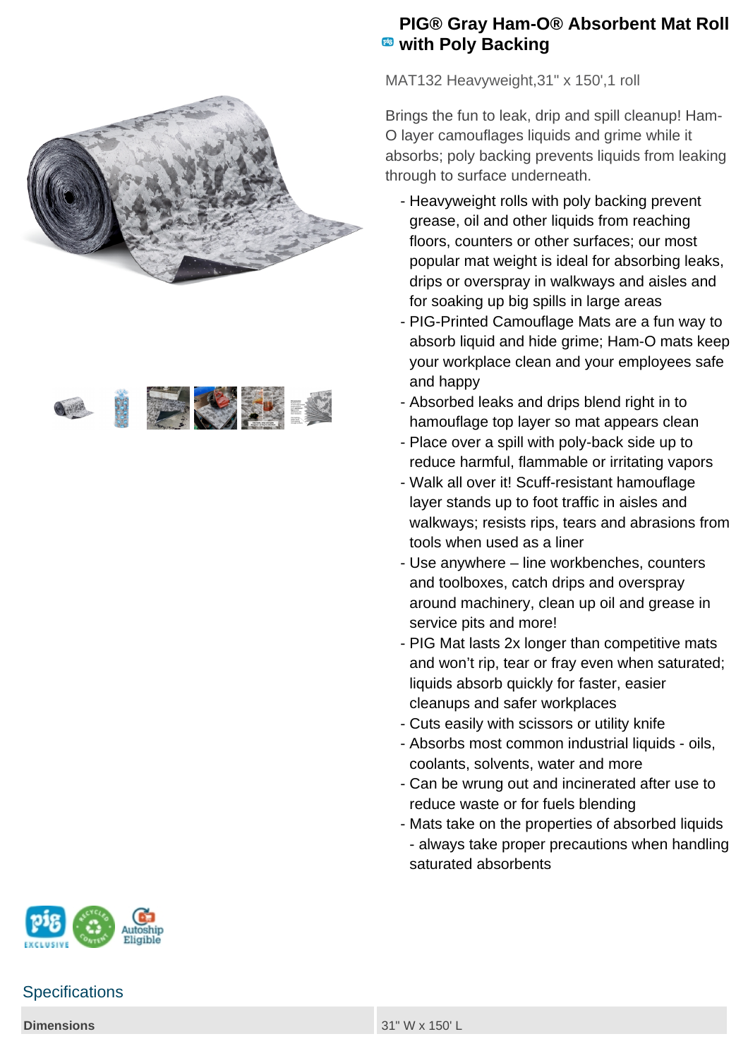# PIG® Gray Ham-O® Absorbent Mat Roll with Poly Backing

MAT132 Heavyweight,31" x 150',1 roll

Brings the fun to leak, drip and spill cleanup! Ham-O layer camouflages liquids and grime while it absorbs; poly backing prevents liquids from leaking through to surface underneath.

- Heavyweight rolls with poly backing prevent grease, oil and other liquids from reaching floors, counters or other surfaces; our most popular mat weight is ideal for absorbing leaks, drips or overspray in walkways and aisles and for soaking up big spills in large areas
- PIG-Printed Camouflage Mats are a fun way to absorb liquid and hide grime; Ham-O mats keep your workplace clean and your employees safe and happy
- Absorbed leaks and drips blend right in to hamouflage top layer so mat appears clean
- Place over a spill with poly-back side up to reduce harmful, flammable or irritating vapors
- Walk all over it! Scuff-resistant hamouflage layer stands up to foot traffic in aisles and walkways; resists rips, tears and abrasions from tools when used as a liner
- Use anywhere – line workbenches, counters and toolboxes, catch drips and overspray around machinery, clean up oil and grease in service pits and more!
- PIG Mat lasts 2x longer than competitive mats and won't rip, tear or fray even when saturated; liquids absorb quickly for faster, easier cleanups and safer workplaces
- Cuts easily with scissors or utility knife
- Absorbs most common industrial liquids - oils, coolants, solvents, water and more
- Can be wrung out and incinerated after use to reduce waste or for fuels blending
- Mats take on the properties of absorbed liquids - always take proper precautions when handling saturated absorbents

## Specifications

| | |
|---|---|
| **Dimensions** | 31" W x 150' L |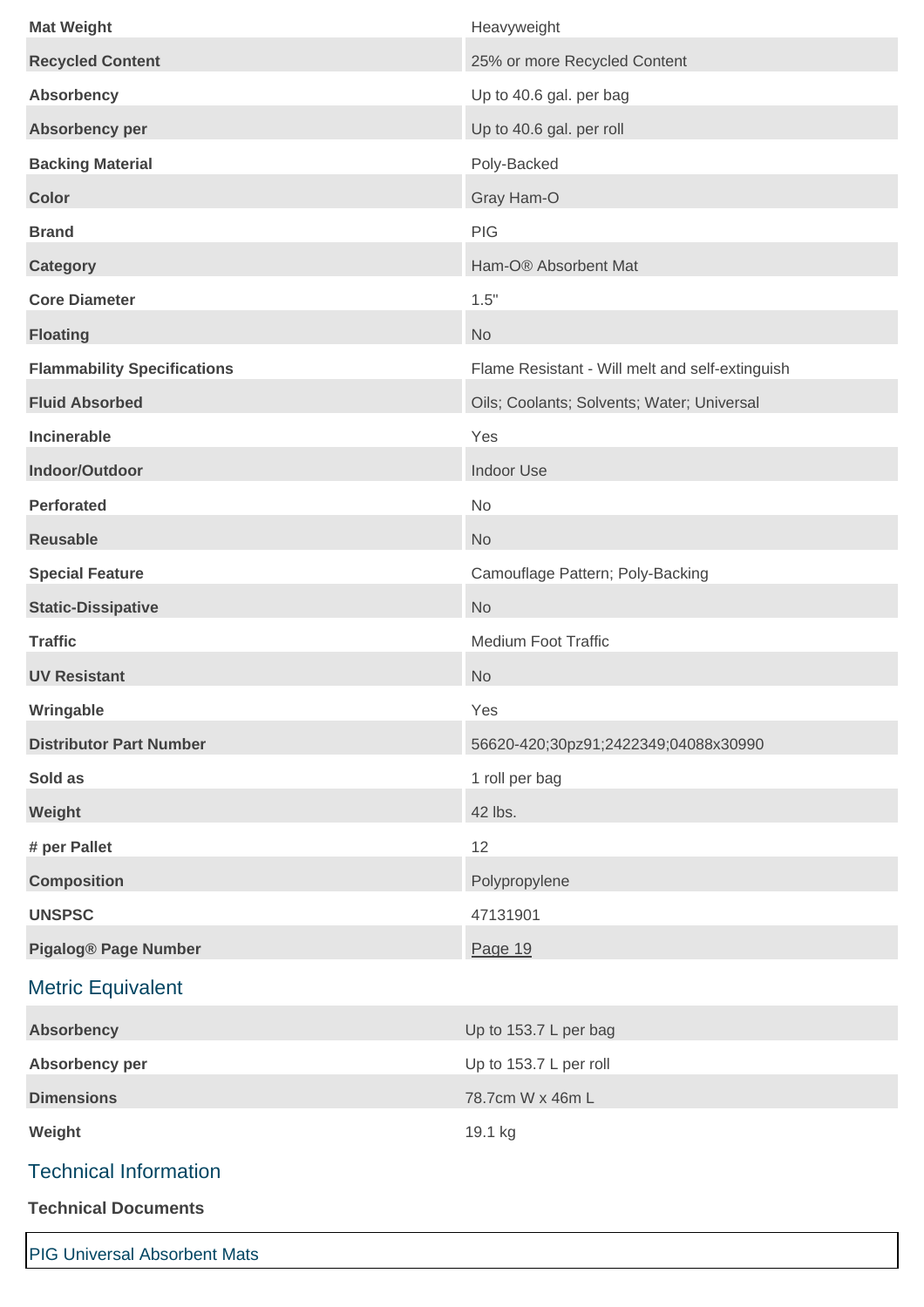| | |
|---|---|
| **Mat Weight** | Heavyweight |
| **Recycled Content** | 25% or more Recycled Content |
| **Absorbency** | Up to 40.6 gal. per bag |
| **Absorbency per** | Up to 40.6 gal. per roll |
| **Backing Material** | Poly-Backed |
| **Color** | Gray Ham-O |
| **Brand** | PIG |
| **Category** | Ham-O® Absorbent Mat |
| **Core Diameter** | 1.5" |
| **Floating** | No |
| **Flammability Specifications** | Flame Resistant - Will melt and self-extinguish |
| **Fluid Absorbed** | Oils; Coolants; Solvents; Water; Universal |
| **Incinerable** | Yes |
| **Indoor/Outdoor** | Indoor Use |
| **Perforated** | No |
| **Reusable** | No |
| **Special Feature** | Camouflage Pattern; Poly-Backing |
| **Static-Dissipative** | No |
| **Traffic** | Medium Foot Traffic |
| **UV Resistant** | No |
| **Wringable** | Yes |
| **Distributor Part Number** | 56620-420;30pz91;2422349;04088x30990 |
| **Sold as** | 1 roll per bag |
| **Weight** | 42 lbs. |
| **# per Pallet** | 12 |
| **Composition** | Polypropylene |
| **UNSPSC** | 47131901 |
| **Pigalog® Page Number** | Page 19 |

## Metric Equivalent

| | |
|---|---|
| **Absorbency** | Up to 153.7 L per bag |
| **Absorbency per** | Up to 153.7 L per roll |
| **Dimensions** | 78.7cm W x 46m L |
| **Weight** | 19.1 kg |

## Technical Information

**Technical Documents**

PIG Universal Absorbent Mats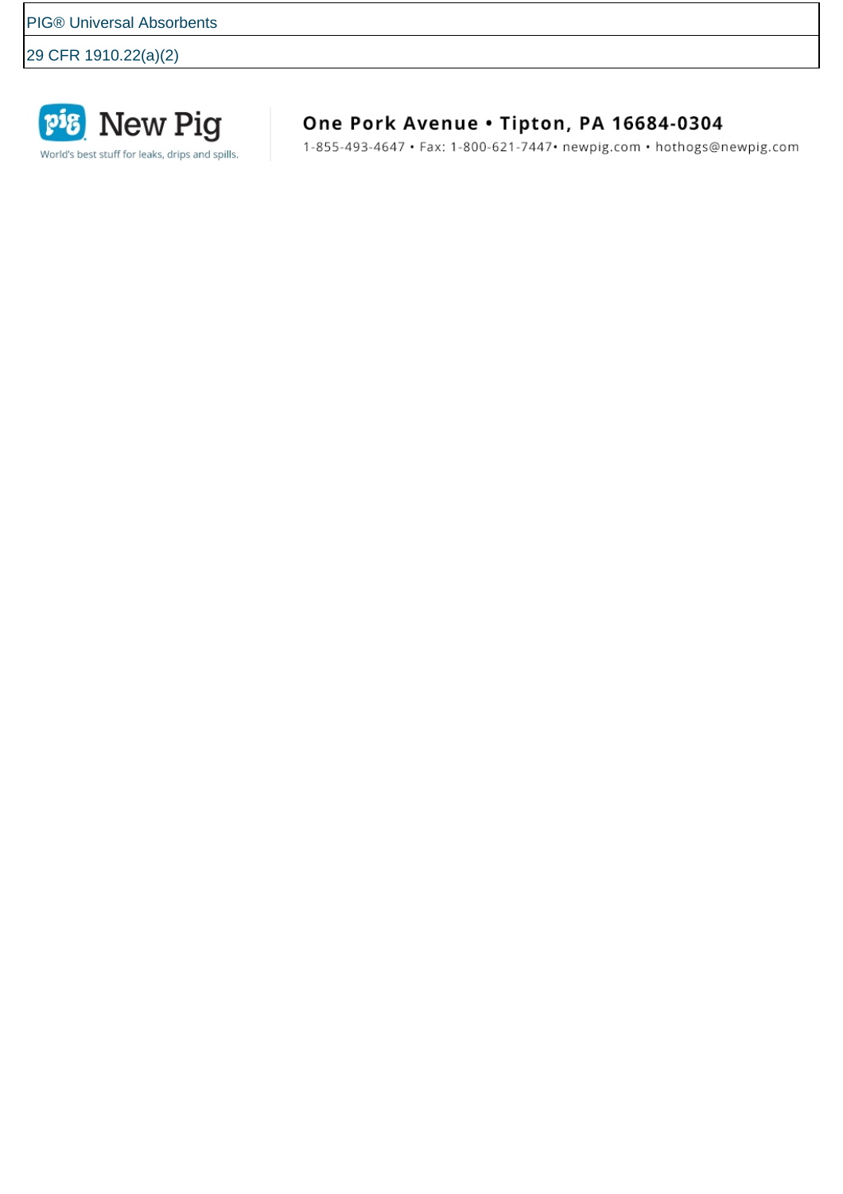| |
|---|
| PIG® Universal Absorbents |
| 29 CFR 1910.22(a)(2) |

New Pig

World's best stuff for leaks, drips and spills.

**One Pork Avenue • Tipton, PA 16684-0304**

1-855-493-4647 • Fax: 1-800-621-7447• newpig.com • hothogs@newpig.com